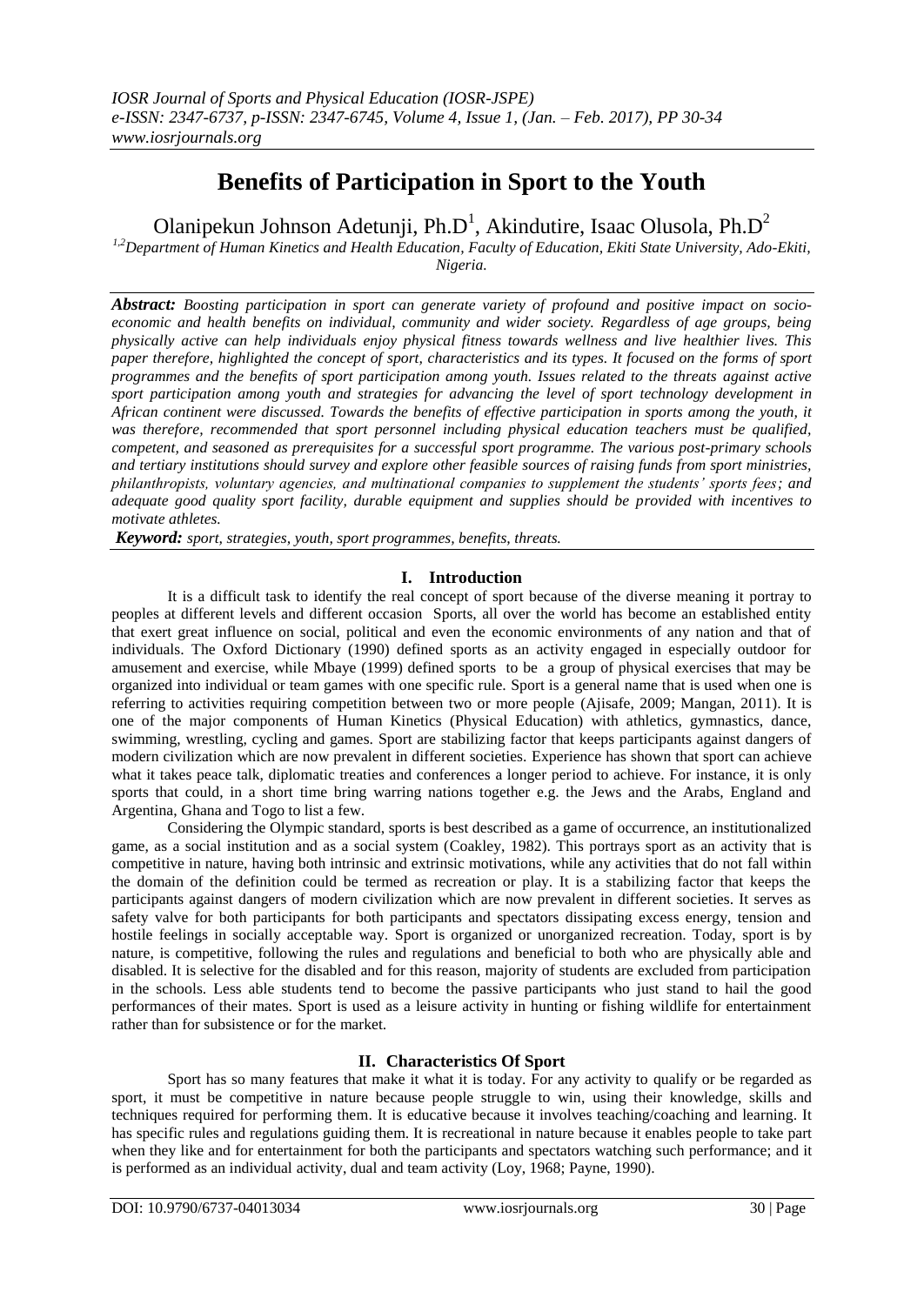# Benefits of Participation in Sport to the Youth

Olanipekun Johnson Adetunji, Ph.D[1], Akindutire, Isaac Olusola, Ph.D[2]

[1,2]*Department of Human Kinetics and Health Education, Faculty of Education, Ekiti State University, Ado-Ekiti, Nigeria.*

***Abstract:*** *Boosting participation in sport can generate variety of profound and positive impact on socio-economic and health benefits on individual, community and wider society. Regardless of age groups, being physically active can help individuals enjoy physical fitness towards wellness and live healthier lives. This paper therefore, highlighted the concept of sport, characteristics and its types. It focused on the forms of sport programmes and the benefits of sport participation among youth. Issues related to the threats against active sport participation among youth and strategies for advancing the level of sport technology development in African continent were discussed. Towards the benefits of effective participation in sports among the youth, it was therefore, recommended that sport personnel including physical education teachers must be qualified, competent, and seasoned as prerequisites for a successful sport programme. The various post-primary schools and tertiary institutions should survey and explore other feasible sources of raising funds from sport ministries, philanthropists, voluntary agencies, and multinational companies to supplement the students' sports fees; and adequate good quality sport facility, durable equipment and supplies should be provided with incentives to motivate athletes.*

***Keyword:*** *sport, strategies, youth, sport programmes, benefits, threats.*

## I. Introduction

It is a difficult task to identify the real concept of sport because of the diverse meaning it portray to peoples at different levels and different occasion Sports, all over the world has become an established entity that exert great influence on social, political and even the economic environments of any nation and that of individuals. The Oxford Dictionary (1990) defined sports as an activity engaged in especially outdoor for amusement and exercise, while Mbaye (1999) defined sports to be a group of physical exercises that may be organized into individual or team games with one specific rule. Sport is a general name that is used when one is referring to activities requiring competition between two or more people (Ajisafe, 2009; Mangan, 2011). It is one of the major components of Human Kinetics (Physical Education) with athletics, gymnastics, dance, swimming, wrestling, cycling and games. Sport are stabilizing factor that keeps participants against dangers of modern civilization which are now prevalent in different societies. Experience has shown that sport can achieve what it takes peace talk, diplomatic treaties and conferences a longer period to achieve. For instance, it is only sports that could, in a short time bring warring nations together e.g. the Jews and the Arabs, England and Argentina, Ghana and Togo to list a few.

Considering the Olympic standard, sports is best described as a game of occurrence, an institutionalized game, as a social institution and as a social system (Coakley, 1982). This portrays sport as an activity that is competitive in nature, having both intrinsic and extrinsic motivations, while any activities that do not fall within the domain of the definition could be termed as recreation or play. It is a stabilizing factor that keeps the participants against dangers of modern civilization which are now prevalent in different societies. It serves as safety valve for both participants for both participants and spectators dissipating excess energy, tension and hostile feelings in socially acceptable way. Sport is organized or unorganized recreation. Today, sport is by nature, is competitive, following the rules and regulations and beneficial to both who are physically able and disabled. It is selective for the disabled and for this reason, majority of students are excluded from participation in the schools. Less able students tend to become the passive participants who just stand to hail the good performances of their mates. Sport is used as a leisure activity in hunting or fishing wildlife for entertainment rather than for subsistence or for the market.

## II. Characteristics Of Sport

Sport has so many features that make it what it is today. For any activity to qualify or be regarded as sport, it must be competitive in nature because people struggle to win, using their knowledge, skills and techniques required for performing them. It is educative because it involves teaching/coaching and learning. It has specific rules and regulations guiding them. It is recreational in nature because it enables people to take part when they like and for entertainment for both the participants and spectators watching such performance; and it is performed as an individual activity, dual and team activity (Loy, 1968; Payne, 1990).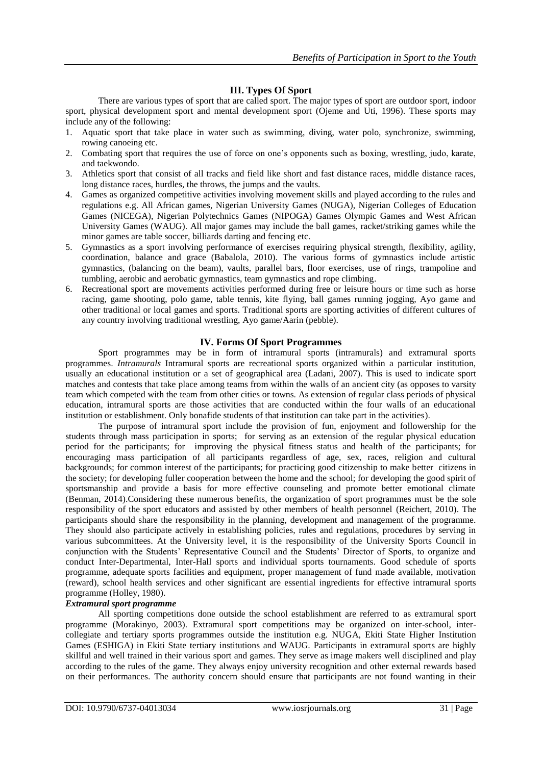## III. Types Of Sport

There are various types of sport that are called sport. The major types of sport are outdoor sport, indoor sport, physical development sport and mental development sport (Ojeme and Uti, 1996). These sports may include any of the following:

1. Aquatic sport that take place in water such as swimming, diving, water polo, synchronize, swimming, rowing canoeing etc.
2. Combating sport that requires the use of force on one's opponents such as boxing, wrestling, judo, karate, and taekwondo.
3. Athletics sport that consist of all tracks and field like short and fast distance races, middle distance races, long distance races, hurdles, the throws, the jumps and the vaults.
4. Games as organized competitive activities involving movement skills and played according to the rules and regulations e.g. All African games, Nigerian University Games (NUGA), Nigerian Colleges of Education Games (NICEGA), Nigerian Polytechnics Games (NIPOGA) Games Olympic Games and West African University Games (WAUG). All major games may include the ball games, racket/striking games while the minor games are table soccer, billiards darting and fencing etc.
5. Gymnastics as a sport involving performance of exercises requiring physical strength, flexibility, agility, coordination, balance and grace (Babalola, 2010). The various forms of gymnastics include artistic gymnastics, (balancing on the beam), vaults, parallel bars, floor exercises, use of rings, trampoline and tumbling, aerobic and aerobatic gymnastics, team gymnastics and rope climbing.
6. Recreational sport are movements activities performed during free or leisure hours or time such as horse racing, game shooting, polo game, table tennis, kite flying, ball games running jogging, Ayo game and other traditional or local games and sports. Traditional sports are sporting activities of different cultures of any country involving traditional wrestling, Ayo game/Aarin (pebble).

## IV. Forms Of Sport Programmes

Sport programmes may be in form of intramural sports (intramurals) and extramural sports programmes. *Intramurals* Intramural sports are recreational sports organized within a particular institution, usually an educational institution or a set of geographical area (Ladani, 2007). This is used to indicate sport matches and contests that take place among teams from within the walls of an ancient city (as opposes to varsity team which competed with the team from other cities or towns. As extension of regular class periods of physical education, intramural sports are those activities that are conducted within the four walls of an educational institution or establishment. Only bonafide students of that institution can take part in the activities).

The purpose of intramural sport include the provision of fun, enjoyment and followership for the students through mass participation in sports; for serving as an extension of the regular physical education period for the participants; for improving the physical fitness status and health of the participants; for encouraging mass participation of all participants regardless of age, sex, races, religion and cultural backgrounds; for common interest of the participants; for practicing good citizenship to make better citizens in the society; for developing fuller cooperation between the home and the school; for developing the good spirit of sportsmanship and provide a basis for more effective counseling and promote better emotional climate (Benman, 2014).Considering these numerous benefits, the organization of sport programmes must be the sole responsibility of the sport educators and assisted by other members of health personnel (Reichert, 2010). The participants should share the responsibility in the planning, development and management of the programme. They should also participate actively in establishing policies, rules and regulations, procedures by serving in various subcommittees. At the University level, it is the responsibility of the University Sports Council in conjunction with the Students' Representative Council and the Students' Director of Sports, to organize and conduct Inter-Departmental, Inter-Hall sports and individual sports tournaments. Good schedule of sports programme, adequate sports facilities and equipment, proper management of fund made available, motivation (reward), school health services and other significant are essential ingredients for effective intramural sports programme (Holley, 1980).

***Extramural sport programme***

All sporting competitions done outside the school establishment are referred to as extramural sport programme (Morakinyo, 2003). Extramural sport competitions may be organized on inter-school, inter-collegiate and tertiary sports programmes outside the institution e.g. NUGA, Ekiti State Higher Institution Games (ESHIGA) in Ekiti State tertiary institutions and WAUG. Participants in extramural sports are highly skillful and well trained in their various sport and games. They serve as image makers well disciplined and play according to the rules of the game. They always enjoy university recognition and other external rewards based on their performances. The authority concern should ensure that participants are not found wanting in their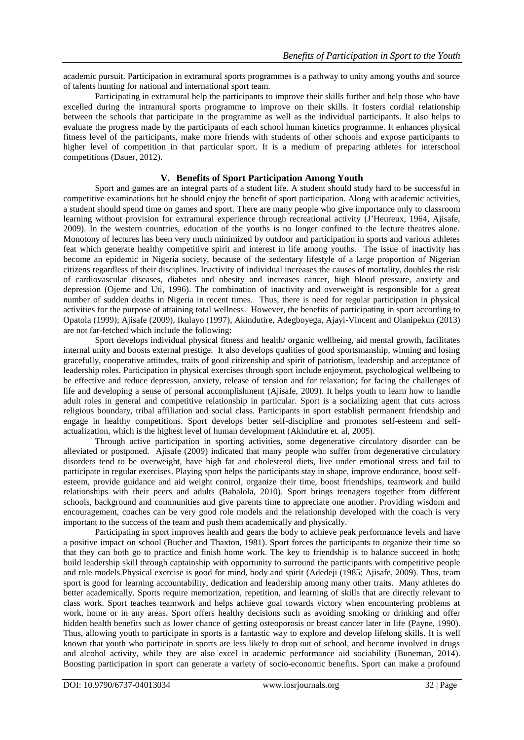academic pursuit. Participation in extramural sports programmes is a pathway to unity among youths and source of talents hunting for national and international sport team.

Participating in extramural help the participants to improve their skills further and help those who have excelled during the intramural sports programme to improve on their skills. It fosters cordial relationship between the schools that participate in the programme as well as the individual participants. It also helps to evaluate the progress made by the participants of each school human kinetics programme. It enhances physical fitness level of the participants, make more friends with students of other schools and expose participants to higher level of competition in that particular sport. It is a medium of preparing athletes for interschool competitions (Dauer, 2012).

## V. Benefits of Sport Participation Among Youth

Sport and games are an integral parts of a student life. A student should study hard to be successful in competitive examinations but he should enjoy the benefit of sport participation. Along with academic activities, a student should spend time on games and sport. There are many people who give importance only to classroom learning without provision for extramural experience through recreational activity (J'Heureux, 1964, Ajisafe, 2009). In the western countries, education of the youths is no longer confined to the lecture theatres alone. Monotony of lectures has been very much minimized by outdoor and participation in sports and various athletes feat which generate healthy competitive spirit and interest in life among youths. The issue of inactivity has become an epidemic in Nigeria society, because of the sedentary lifestyle of a large proportion of Nigerian citizens regardless of their disciplines. Inactivity of individual increases the causes of mortality, doubles the risk of cardiovascular diseases, diabetes and obesity and increases cancer, high blood pressure, anxiety and depression (Ojeme and Uti, 1996). The combination of inactivity and overweight is responsible for a great number of sudden deaths in Nigeria in recent times. Thus, there is need for regular participation in physical activities for the purpose of attaining total wellness. However, the benefits of participating in sport according to Opatola (1999); Ajisafe (2009), Ikulayo (1997), Akindutire, Adegboyega, Ajayi-Vincent and Olanipekun (2013) are not far-fetched which include the following:

Sport develops individual physical fitness and health/ organic wellbeing, aid mental growth, facilitates internal unity and boosts external prestige. It also develops qualities of good sportsmanship, winning and losing gracefully, cooperative attitudes, traits of good citizenship and spirit of patriotism, leadership and acceptance of leadership roles. Participation in physical exercises through sport include enjoyment, psychological wellbeing to be effective and reduce depression, anxiety, release of tension and for relaxation; for facing the challenges of life and developing a sense of personal accomplishment (Ajisafe, 2009). It helps youth to learn how to handle adult roles in general and competitive relationship in particular. Sport is a socializing agent that cuts across religious boundary, tribal affiliation and social class. Participants in sport establish permanent friendship and engage in healthy competitions. Sport develops better self-discipline and promotes self-esteem and self-actualization, which is the highest level of human development (Akindutire et. al, 2005).

Through active participation in sporting activities, some degenerative circulatory disorder can be alleviated or postponed. Ajisafe (2009) indicated that many people who suffer from degenerative circulatory disorders tend to be overweight, have high fat and cholesterol diets, live under emotional stress and fail to participate in regular exercises. Playing sport helps the participants stay in shape, improve endurance, boost self-esteem, provide guidance and aid weight control, organize their time, boost friendships, teamwork and build relationships with their peers and adults (Babalola, 2010). Sport brings teenagers together from different schools, background and communities and give parents time to appreciate one another. Providing wisdom and encouragement, coaches can be very good role models and the relationship developed with the coach is very important to the success of the team and push them academically and physically.

Participating in sport improves health and gears the body to achieve peak performance levels and have a positive impact on school (Bucher and Thaxton, 1981). Sport forces the participants to organize their time so that they can both go to practice and finish home work. The key to friendship is to balance succeed in both; build leadership skill through captainship with opportunity to surround the participants with competitive people and role models.Physical exercise is good for mind, body and spirit (Adedeji (1985; Ajisafe, 2009). Thus, team sport is good for learning accountability, dedication and leadership among many other traits. Many athletes do better academically. Sports require memorization, repetition, and learning of skills that are directly relevant to class work. Sport teaches teamwork and helps achieve goal towards victory when encountering problems at work, home or in any areas. Sport offers healthy decisions such as avoiding smoking or drinking and offer hidden health benefits such as lower chance of getting osteoporosis or breast cancer later in life (Payne, 1990). Thus, allowing youth to participate in sports is a fantastic way to explore and develop lifelong skills. It is well known that youth who participate in sports are less likely to drop out of school, and become involved in drugs and alcohol activity, while they are also excel in academic performance aid sociability (Buneman, 2014). Boosting participation in sport can generate a variety of socio-economic benefits. Sport can make a profound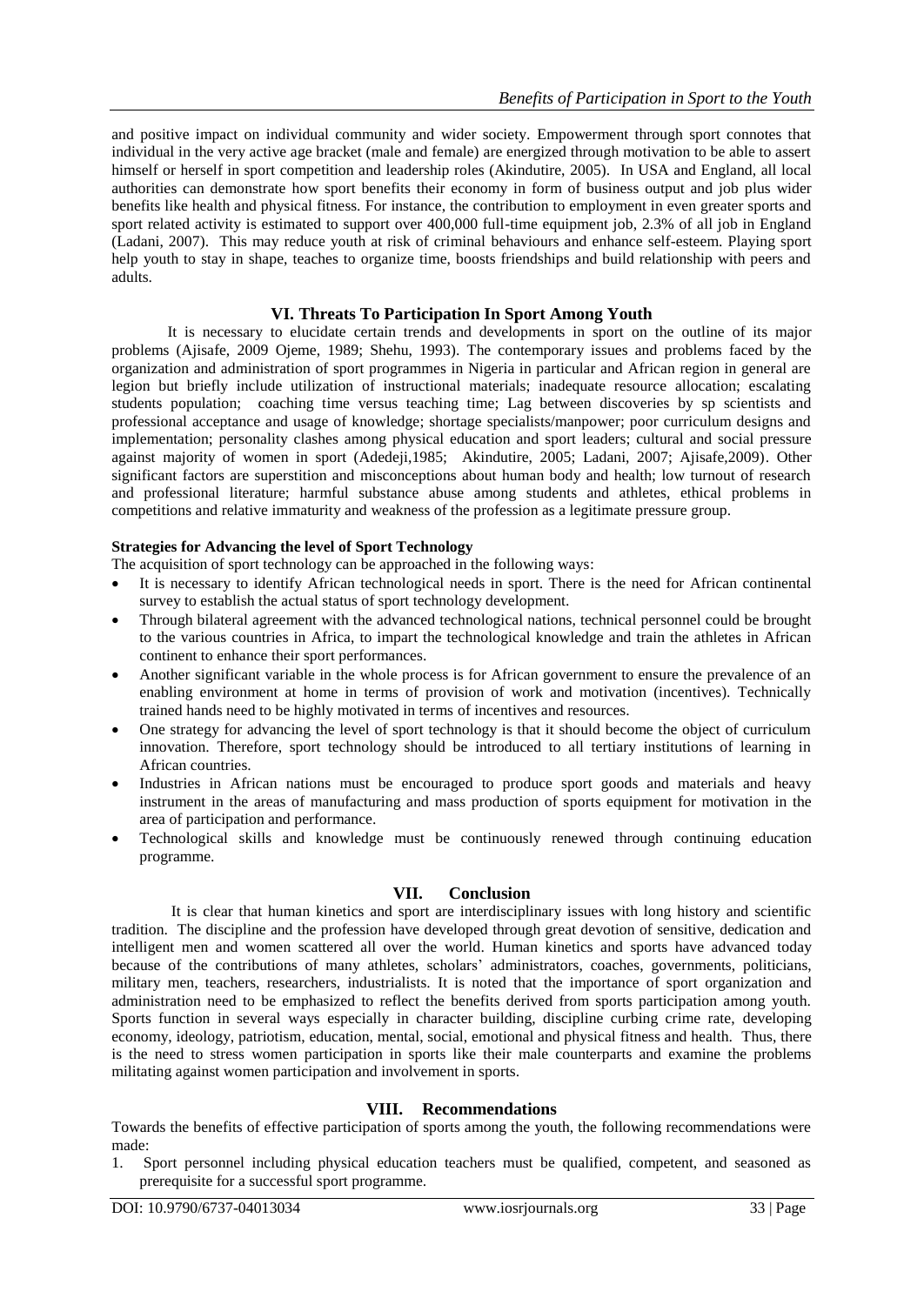and positive impact on individual community and wider society. Empowerment through sport connotes that individual in the very active age bracket (male and female) are energized through motivation to be able to assert himself or herself in sport competition and leadership roles (Akindutire, 2005). In USA and England, all local authorities can demonstrate how sport benefits their economy in form of business output and job plus wider benefits like health and physical fitness. For instance, the contribution to employment in even greater sports and sport related activity is estimated to support over 400,000 full-time equipment job, 2.3% of all job in England (Ladani, 2007). This may reduce youth at risk of criminal behaviours and enhance self-esteem. Playing sport help youth to stay in shape, teaches to organize time, boosts friendships and build relationship with peers and adults.

## VI. Threats To Participation In Sport Among Youth

It is necessary to elucidate certain trends and developments in sport on the outline of its major problems (Ajisafe, 2009 Ojeme, 1989; Shehu, 1993). The contemporary issues and problems faced by the organization and administration of sport programmes in Nigeria in particular and African region in general are legion but briefly include utilization of instructional materials; inadequate resource allocation; escalating students population; coaching time versus teaching time; Lag between discoveries by sp scientists and professional acceptance and usage of knowledge; shortage specialists/manpower; poor curriculum designs and implementation; personality clashes among physical education and sport leaders; cultural and social pressure against majority of women in sport (Adedeji,1985; Akindutire, 2005; Ladani, 2007; Ajisafe,2009). Other significant factors are superstition and misconceptions about human body and health; low turnout of research and professional literature; harmful substance abuse among students and athletes, ethical problems in competitions and relative immaturity and weakness of the profession as a legitimate pressure group.

**Strategies for Advancing the level of Sport Technology**

The acquisition of sport technology can be approached in the following ways:

- It is necessary to identify African technological needs in sport. There is the need for African continental survey to establish the actual status of sport technology development.
- Through bilateral agreement with the advanced technological nations, technical personnel could be brought to the various countries in Africa, to impart the technological knowledge and train the athletes in African continent to enhance their sport performances.
- Another significant variable in the whole process is for African government to ensure the prevalence of an enabling environment at home in terms of provision of work and motivation (incentives). Technically trained hands need to be highly motivated in terms of incentives and resources.
- One strategy for advancing the level of sport technology is that it should become the object of curriculum innovation. Therefore, sport technology should be introduced to all tertiary institutions of learning in African countries.
- Industries in African nations must be encouraged to produce sport goods and materials and heavy instrument in the areas of manufacturing and mass production of sports equipment for motivation in the area of participation and performance.
- Technological skills and knowledge must be continuously renewed through continuing education programme.

## VII. Conclusion

It is clear that human kinetics and sport are interdisciplinary issues with long history and scientific tradition. The discipline and the profession have developed through great devotion of sensitive, dedication and intelligent men and women scattered all over the world. Human kinetics and sports have advanced today because of the contributions of many athletes, scholars' administrators, coaches, governments, politicians, military men, teachers, researchers, industrialists. It is noted that the importance of sport organization and administration need to be emphasized to reflect the benefits derived from sports participation among youth. Sports function in several ways especially in character building, discipline curbing crime rate, developing economy, ideology, patriotism, education, mental, social, emotional and physical fitness and health. Thus, there is the need to stress women participation in sports like their male counterparts and examine the problems militating against women participation and involvement in sports.

## VIII. Recommendations

Towards the benefits of effective participation of sports among the youth, the following recommendations were made:

1. Sport personnel including physical education teachers must be qualified, competent, and seasoned as prerequisite for a successful sport programme.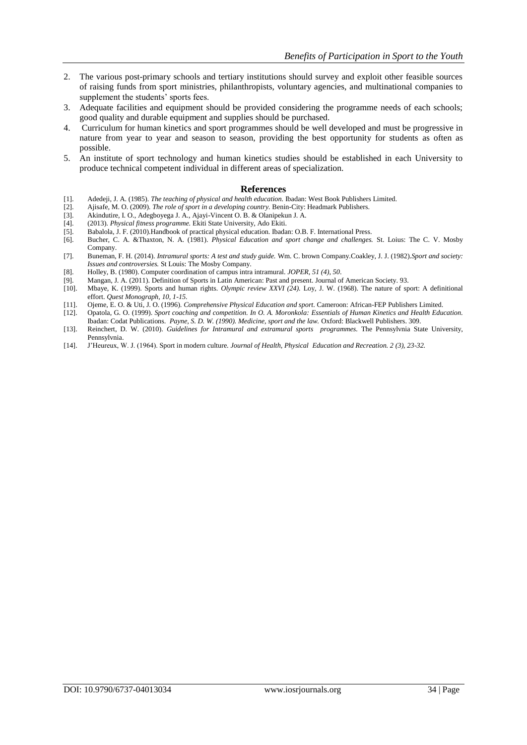2. The various post-primary schools and tertiary institutions should survey and exploit other feasible sources of raising funds from sport ministries, philanthropists, voluntary agencies, and multinational companies to supplement the students' sports fees.
3. Adequate facilities and equipment should be provided considering the programme needs of each schools; good quality and durable equipment and supplies should be purchased.
4. Curriculum for human kinetics and sport programmes should be well developed and must be progressive in nature from year to year and season to season, providing the best opportunity for students as often as possible.
5. An institute of sport technology and human kinetics studies should be established in each University to produce technical competent individual in different areas of specialization.

## References

[1]. Adedeji, J. A. (1985). *The teaching of physical and health education.* Ibadan: West Book Publishers Limited.

[2]. Ajisafe, M. O. (2009). *The role of sport in a developing country.* Benin-City: Headmark Publishers.

[3]. Akindutire, I. O., Adegboyega J. A., Ajayi-Vincent O. B. & Olanipekun J. A.

[4]. (2013). *Physical fitness programme.* Ekiti State University, Ado Ekiti.

[5]. Babalola, J. F. (2010).Handbook of practical physical education. Ibadan: O.B. F. International Press.

[6]. Bucher, C. A. &Thaxton, N. A. (1981). *Physical Education and sport change and challenges.* St. Loius: The C. V. Mosby Company.

[7]. Buneman, F. H. (2014). *Intramural sports: A test and study guide.* Wm. C. brown Company.Coakley, J. J. (1982).*Sport and society: Issues and controversies.* St Louis: The Mosby Company.

[8]. Holley, B. (1980). Computer coordination of campus intra intramural. *JOPER, 51 (4), 50.*

[9]. Mangan, J. A. (2011). Definition of Sports in Latin American: Past and present. Journal of American Society. 93.

[10]. Mbaye, K. (1999). Sports and human rights. *Olympic review XXVI (24).* Loy, J. W. (1968). The nature of sport: A definitional effort. *Quest Monograph, 10, 1-15.*

[11]. Ojeme, E. O. & Uti, J. O. (1996). *Comprehensive Physical Education and sport.* Cameroon: African-FEP Publishers Limited.

[12]. Opatola, G. O. (1999). *Sport coaching and competition. In O. A. Moronkola: Essentials of Human Kinetics and Health Education.* Ibadan: Codat Publications. *Payne, S. D. W. (1990). Medicine, sport and the law.* Oxford: Blackwell Publishers. 309.

[13]. Reinchert, D. W. (2010). *Guidelines for Intramural and extramural sports programmes.* The Pennsylvnia State University, Pennsylvnia.

[14]. J'Heureux, W. J. (1964). Sport in modern culture. *Journal of Health, Physical Education and Recreation. 2 (3), 23-32.*